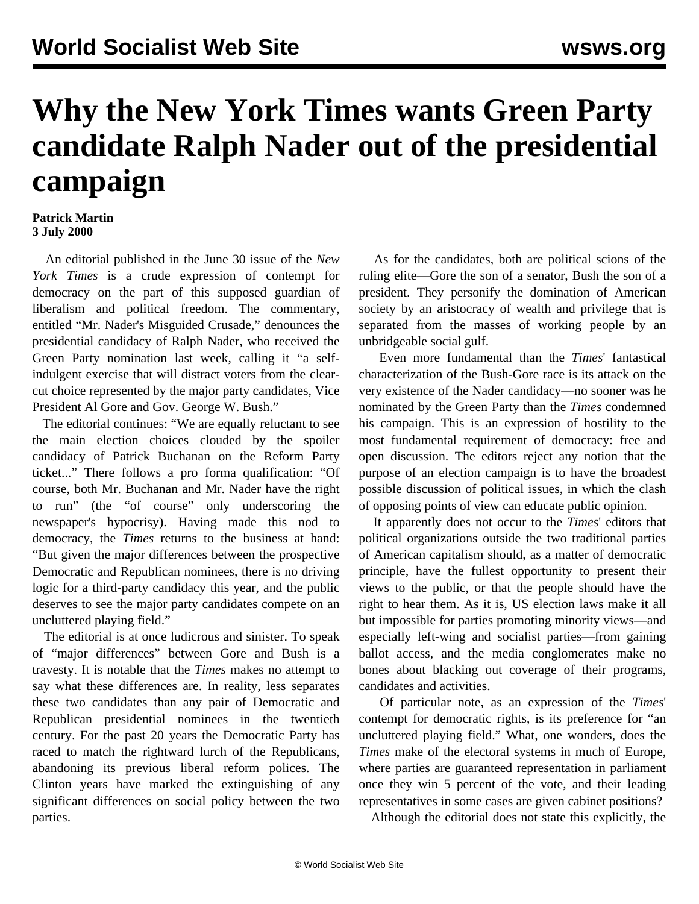# Why the New York Times wants Green Party candidate Ralph Nader out of the presidential campaign

**Patrick Martin**
**3 July 2000**

An editorial published in the June 30 issue of the *New York Times* is a crude expression of contempt for democracy on the part of this supposed guardian of liberalism and political freedom. The commentary, entitled "Mr. Nader's Misguided Crusade," denounces the presidential candidacy of Ralph Nader, who received the Green Party nomination last week, calling it "a self-indulgent exercise that will distract voters from the clear-cut choice represented by the major party candidates, Vice President Al Gore and Gov. George W. Bush."

The editorial continues: "We are equally reluctant to see the main election choices clouded by the spoiler candidacy of Patrick Buchanan on the Reform Party ticket..." There follows a pro forma qualification: "Of course, both Mr. Buchanan and Mr. Nader have the right to run" (the "of course" only underscoring the newspaper's hypocrisy). Having made this nod to democracy, the *Times* returns to the business at hand: "But given the major differences between the prospective Democratic and Republican nominees, there is no driving logic for a third-party candidacy this year, and the public deserves to see the major party candidates compete on an uncluttered playing field."

The editorial is at once ludicrous and sinister. To speak of "major differences" between Gore and Bush is a travesty. It is notable that the *Times* makes no attempt to say what these differences are. In reality, less separates these two candidates than any pair of Democratic and Republican presidential nominees in the twentieth century. For the past 20 years the Democratic Party has raced to match the rightward lurch of the Republicans, abandoning its previous liberal reform polices. The Clinton years have marked the extinguishing of any significant differences on social policy between the two parties.

As for the candidates, both are political scions of the ruling elite—Gore the son of a senator, Bush the son of a president. They personify the domination of American society by an aristocracy of wealth and privilege that is separated from the masses of working people by an unbridgeable social gulf.

Even more fundamental than the *Times*' fantastical characterization of the Bush-Gore race is its attack on the very existence of the Nader candidacy—no sooner was he nominated by the Green Party than the *Times* condemned his campaign. This is an expression of hostility to the most fundamental requirement of democracy: free and open discussion. The editors reject any notion that the purpose of an election campaign is to have the broadest possible discussion of political issues, in which the clash of opposing points of view can educate public opinion.

It apparently does not occur to the *Times*' editors that political organizations outside the two traditional parties of American capitalism should, as a matter of democratic principle, have the fullest opportunity to present their views to the public, or that the people should have the right to hear them. As it is, US election laws make it all but impossible for parties promoting minority views—and especially left-wing and socialist parties—from gaining ballot access, and the media conglomerates make no bones about blacking out coverage of their programs, candidates and activities.

Of particular note, as an expression of the *Times*' contempt for democratic rights, is its preference for "an uncluttered playing field." What, one wonders, does the *Times* make of the electoral systems in much of Europe, where parties are guaranteed representation in parliament once they win 5 percent of the vote, and their leading representatives in some cases are given cabinet positions?

Although the editorial does not state this explicitly, the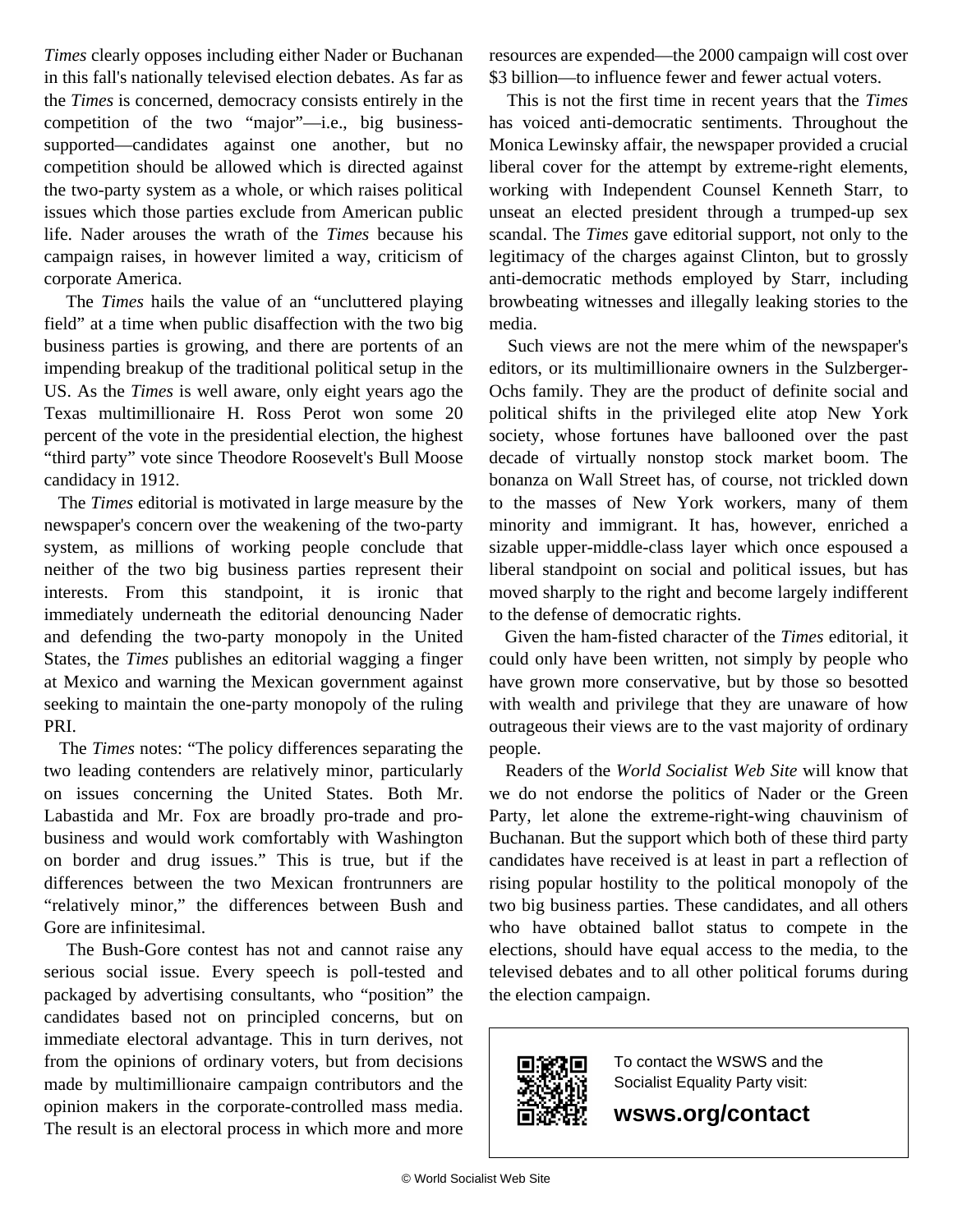*Times* clearly opposes including either Nader or Buchanan in this fall's nationally televised election debates. As far as the *Times* is concerned, democracy consists entirely in the competition of the two "major"—i.e., big business-supported—candidates against one another, but no competition should be allowed which is directed against the two-party system as a whole, or which raises political issues which those parties exclude from American public life. Nader arouses the wrath of the *Times* because his campaign raises, in however limited a way, criticism of corporate America.

The *Times* hails the value of an "uncluttered playing field" at a time when public disaffection with the two big business parties is growing, and there are portents of an impending breakup of the traditional political setup in the US. As the *Times* is well aware, only eight years ago the Texas multimillionaire H. Ross Perot won some 20 percent of the vote in the presidential election, the highest "third party" vote since Theodore Roosevelt's Bull Moose candidacy in 1912.

The *Times* editorial is motivated in large measure by the newspaper's concern over the weakening of the two-party system, as millions of working people conclude that neither of the two big business parties represent their interests. From this standpoint, it is ironic that immediately underneath the editorial denouncing Nader and defending the two-party monopoly in the United States, the *Times* publishes an editorial wagging a finger at Mexico and warning the Mexican government against seeking to maintain the one-party monopoly of the ruling PRI.

The *Times* notes: "The policy differences separating the two leading contenders are relatively minor, particularly on issues concerning the United States. Both Mr. Labastida and Mr. Fox are broadly pro-trade and pro-business and would work comfortably with Washington on border and drug issues." This is true, but if the differences between the two Mexican frontrunners are "relatively minor," the differences between Bush and Gore are infinitesimal.

The Bush-Gore contest has not and cannot raise any serious social issue. Every speech is poll-tested and packaged by advertising consultants, who "position" the candidates based not on principled concerns, but on immediate electoral advantage. This in turn derives, not from the opinions of ordinary voters, but from decisions made by multimillionaire campaign contributors and the opinion makers in the corporate-controlled mass media. The result is an electoral process in which more and more resources are expended—the 2000 campaign will cost over $3 billion—to influence fewer and fewer actual voters.

This is not the first time in recent years that the *Times* has voiced anti-democratic sentiments. Throughout the Monica Lewinsky affair, the newspaper provided a crucial liberal cover for the attempt by extreme-right elements, working with Independent Counsel Kenneth Starr, to unseat an elected president through a trumped-up sex scandal. The *Times* gave editorial support, not only to the legitimacy of the charges against Clinton, but to grossly anti-democratic methods employed by Starr, including browbeating witnesses and illegally leaking stories to the media.

Such views are not the mere whim of the newspaper's editors, or its multimillionaire owners in the Sulzberger-Ochs family. They are the product of definite social and political shifts in the privileged elite atop New York society, whose fortunes have ballooned over the past decade of virtually nonstop stock market boom. The bonanza on Wall Street has, of course, not trickled down to the masses of New York workers, many of them minority and immigrant. It has, however, enriched a sizable upper-middle-class layer which once espoused a liberal standpoint on social and political issues, but has moved sharply to the right and become largely indifferent to the defense of democratic rights.

Given the ham-fisted character of the *Times* editorial, it could only have been written, not simply by people who have grown more conservative, but by those so besotted with wealth and privilege that they are unaware of how outrageous their views are to the vast majority of ordinary people.

Readers of the *World Socialist Web Site* will know that we do not endorse the politics of Nader or the Green Party, let alone the extreme-right-wing chauvinism of Buchanan. But the support which both of these third party candidates have received is at least in part a reflection of rising popular hostility to the political monopoly of the two big business parties. These candidates, and all others who have obtained ballot status to compete in the elections, should have equal access to the media, to the televised debates and to all other political forums during the election campaign.

To contact the WSWS and the Socialist Equality Party visit:

**wsws.org/contact**